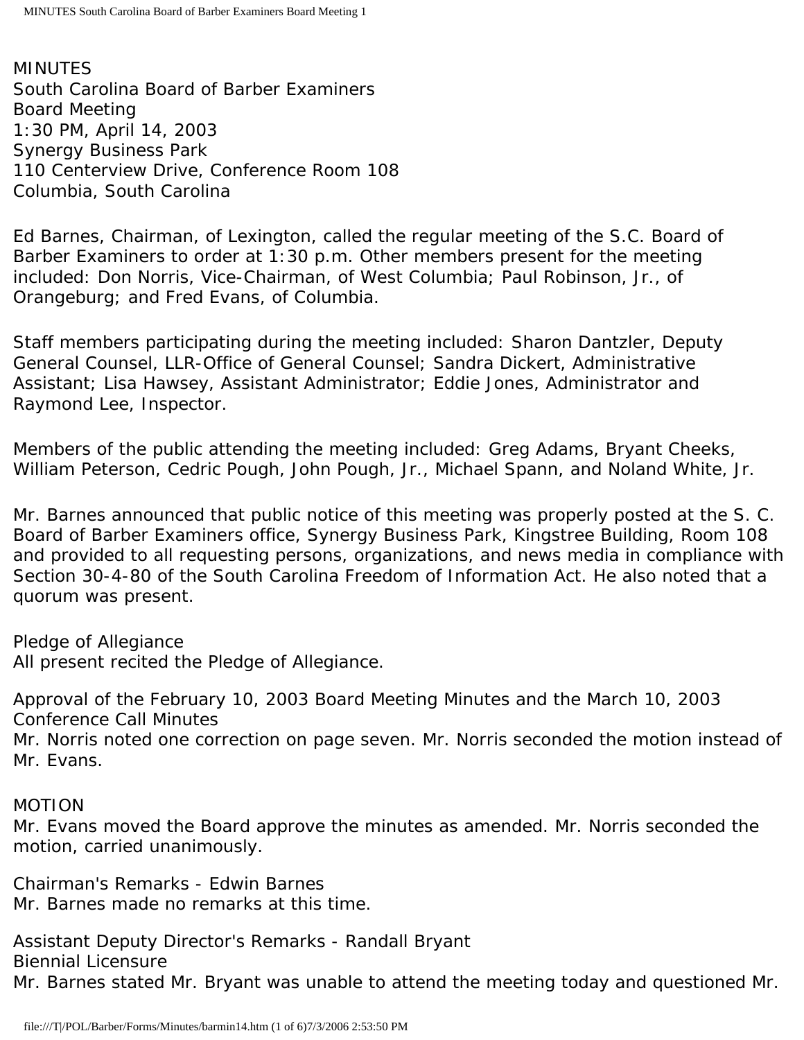MINUTES
South Carolina Board of Barber Examiners
Board Meeting
1:30 PM, April 14, 2003
Synergy Business Park
110 Centerview Drive, Conference Room 108
Columbia, South Carolina

Ed Barnes, Chairman, of Lexington, called the regular meeting of the S.C. Board of Barber Examiners to order at 1:30 p.m. Other members present for the meeting included: Don Norris, Vice-Chairman, of West Columbia; Paul Robinson, Jr., of Orangeburg; and Fred Evans, of Columbia.

Staff members participating during the meeting included: Sharon Dantzler, Deputy General Counsel, LLR-Office of General Counsel; Sandra Dickert, Administrative Assistant; Lisa Hawsey, Assistant Administrator; Eddie Jones, Administrator and Raymond Lee, Inspector.

Members of the public attending the meeting included: Greg Adams, Bryant Cheeks, William Peterson, Cedric Pough, John Pough, Jr., Michael Spann, and Noland White, Jr.

Mr. Barnes announced that public notice of this meeting was properly posted at the S. C. Board of Barber Examiners office, Synergy Business Park, Kingstree Building, Room 108 and provided to all requesting persons, organizations, and news media in compliance with Section 30-4-80 of the South Carolina Freedom of Information Act. He also noted that a quorum was present.

Pledge of Allegiance
All present recited the Pledge of Allegiance.

Approval of the February 10, 2003 Board Meeting Minutes and the March 10, 2003 Conference Call Minutes
Mr. Norris noted one correction on page seven. Mr. Norris seconded the motion instead of Mr. Evans.

MOTION
Mr. Evans moved the Board approve the minutes as amended. Mr. Norris seconded the motion, carried unanimously.

Chairman's Remarks - Edwin Barnes
Mr. Barnes made no remarks at this time.

Assistant Deputy Director's Remarks - Randall Bryant
Biennial Licensure
Mr. Barnes stated Mr. Bryant was unable to attend the meeting today and questioned Mr.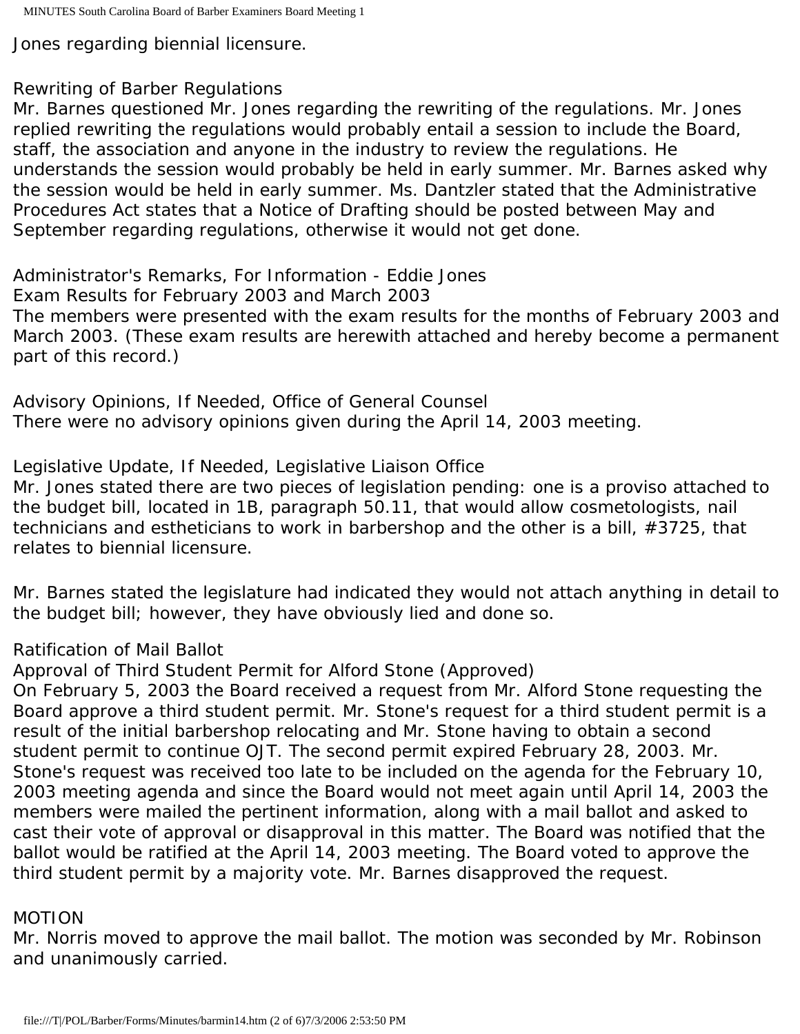Jones regarding biennial licensure.

## Rewriting of Barber Regulations

Mr. Barnes questioned Mr. Jones regarding the rewriting of the regulations. Mr. Jones replied rewriting the regulations would probably entail a session to include the Board, staff, the association and anyone in the industry to review the regulations. He understands the session would probably be held in early summer. Mr. Barnes asked why the session would be held in early summer. Ms. Dantzler stated that the Administrative Procedures Act states that a Notice of Drafting should be posted between May and September regarding regulations, otherwise it would not get done.

## Administrator's Remarks, For Information - Eddie Jones

### Exam Results for February 2003 and March 2003

The members were presented with the exam results for the months of February 2003 and March 2003. (These exam results are herewith attached and hereby become a permanent part of this record.)

## Advisory Opinions, If Needed, Office of General Counsel

There were no advisory opinions given during the April 14, 2003 meeting.

## Legislative Update, If Needed, Legislative Liaison Office

Mr. Jones stated there are two pieces of legislation pending: one is a proviso attached to the budget bill, located in 1B, paragraph 50.11, that would allow cosmetologists, nail technicians and estheticians to work in barbershop and the other is a bill, #3725, that relates to biennial licensure.

Mr. Barnes stated the legislature had indicated they would not attach anything in detail to the budget bill; however, they have obviously lied and done so.

## Ratification of Mail Ballot

### Approval of Third Student Permit for Alford Stone (Approved)

On February 5, 2003 the Board received a request from Mr. Alford Stone requesting the Board approve a third student permit. Mr. Stone's request for a third student permit is a result of the initial barbershop relocating and Mr. Stone having to obtain a second student permit to continue OJT. The second permit expired February 28, 2003. Mr. Stone's request was received too late to be included on the agenda for the February 10, 2003 meeting agenda and since the Board would not meet again until April 14, 2003 the members were mailed the pertinent information, along with a mail ballot and asked to cast their vote of approval or disapproval in this matter. The Board was notified that the ballot would be ratified at the April 14, 2003 meeting. The Board voted to approve the third student permit by a majority vote. Mr. Barnes disapproved the request.

**MOTION**

Mr. Norris moved to approve the mail ballot. The motion was seconded by Mr. Robinson and unanimously carried.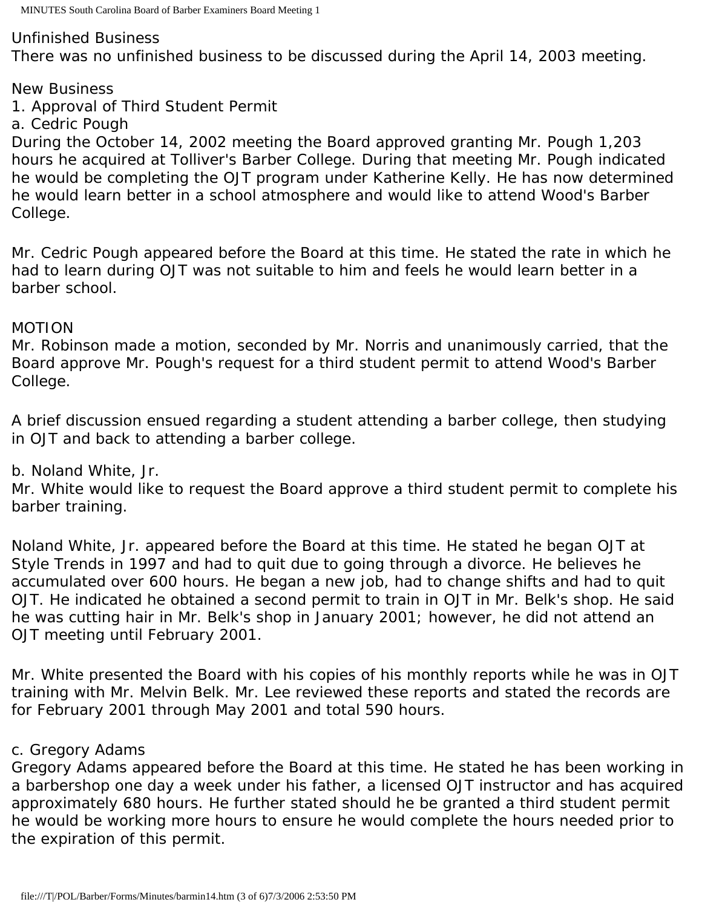Unfinished Business
There was no unfinished business to be discussed during the April 14, 2003 meeting.

New Business
1. Approval of Third Student Permit
a. Cedric Pough
During the October 14, 2002 meeting the Board approved granting Mr. Pough 1,203 hours he acquired at Tolliver's Barber College. During that meeting Mr. Pough indicated he would be completing the OJT program under Katherine Kelly. He has now determined he would learn better in a school atmosphere and would like to attend Wood's Barber College.

Mr. Cedric Pough appeared before the Board at this time. He stated the rate in which he had to learn during OJT was not suitable to him and feels he would learn better in a barber school.

MOTION
Mr. Robinson made a motion, seconded by Mr. Norris and unanimously carried, that the Board approve Mr. Pough's request for a third student permit to attend Wood's Barber College.

A brief discussion ensued regarding a student attending a barber college, then studying in OJT and back to attending a barber college.

b. Noland White, Jr.
Mr. White would like to request the Board approve a third student permit to complete his barber training.

Noland White, Jr. appeared before the Board at this time. He stated he began OJT at Style Trends in 1997 and had to quit due to going through a divorce. He believes he accumulated over 600 hours. He began a new job, had to change shifts and had to quit OJT. He indicated he obtained a second permit to train in OJT in Mr. Belk's shop. He said he was cutting hair in Mr. Belk's shop in January 2001; however, he did not attend an OJT meeting until February 2001.

Mr. White presented the Board with his copies of his monthly reports while he was in OJT training with Mr. Melvin Belk. Mr. Lee reviewed these reports and stated the records are for February 2001 through May 2001 and total 590 hours.

c. Gregory Adams
Gregory Adams appeared before the Board at this time. He stated he has been working in a barbershop one day a week under his father, a licensed OJT instructor and has acquired approximately 680 hours. He further stated should he be granted a third student permit he would be working more hours to ensure he would complete the hours needed prior to the expiration of this permit.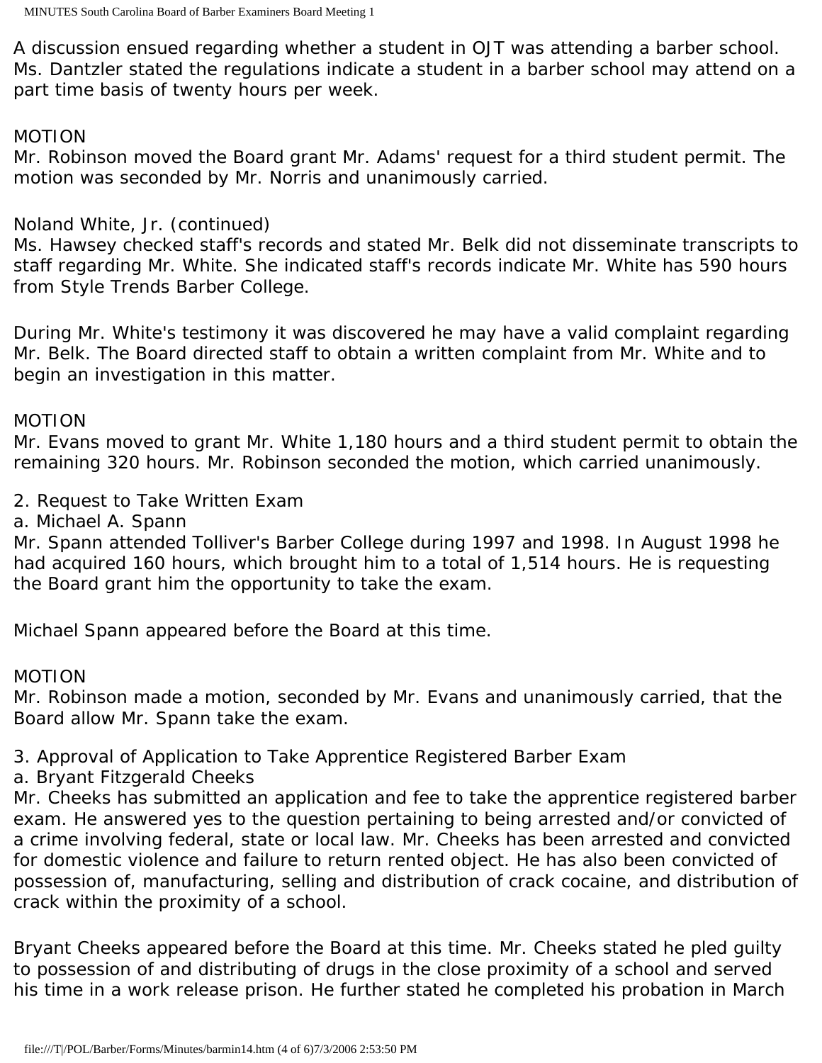A discussion ensued regarding whether a student in OJT was attending a barber school. Ms. Dantzler stated the regulations indicate a student in a barber school may attend on a part time basis of twenty hours per week.

MOTION
Mr. Robinson moved the Board grant Mr. Adams' request for a third student permit. The motion was seconded by Mr. Norris and unanimously carried.

Noland White, Jr. (continued)
Ms. Hawsey checked staff's records and stated Mr. Belk did not disseminate transcripts to staff regarding Mr. White. She indicated staff's records indicate Mr. White has 590 hours from Style Trends Barber College.

During Mr. White's testimony it was discovered he may have a valid complaint regarding Mr. Belk. The Board directed staff to obtain a written complaint from Mr. White and to begin an investigation in this matter.

MOTION
Mr. Evans moved to grant Mr. White 1,180 hours and a third student permit to obtain the remaining 320 hours. Mr. Robinson seconded the motion, which carried unanimously.

2. Request to Take Written Exam
a. Michael A. Spann
Mr. Spann attended Tolliver's Barber College during 1997 and 1998. In August 1998 he had acquired 160 hours, which brought him to a total of 1,514 hours. He is requesting the Board grant him the opportunity to take the exam.

Michael Spann appeared before the Board at this time.

MOTION
Mr. Robinson made a motion, seconded by Mr. Evans and unanimously carried, that the Board allow Mr. Spann take the exam.

3. Approval of Application to Take Apprentice Registered Barber Exam
a. Bryant Fitzgerald Cheeks
Mr. Cheeks has submitted an application and fee to take the apprentice registered barber exam. He answered yes to the question pertaining to being arrested and/or convicted of a crime involving federal, state or local law. Mr. Cheeks has been arrested and convicted for domestic violence and failure to return rented object. He has also been convicted of possession of, manufacturing, selling and distribution of crack cocaine, and distribution of crack within the proximity of a school.

Bryant Cheeks appeared before the Board at this time. Mr. Cheeks stated he pled guilty to possession of and distributing of drugs in the close proximity of a school and served his time in a work release prison. He further stated he completed his probation in March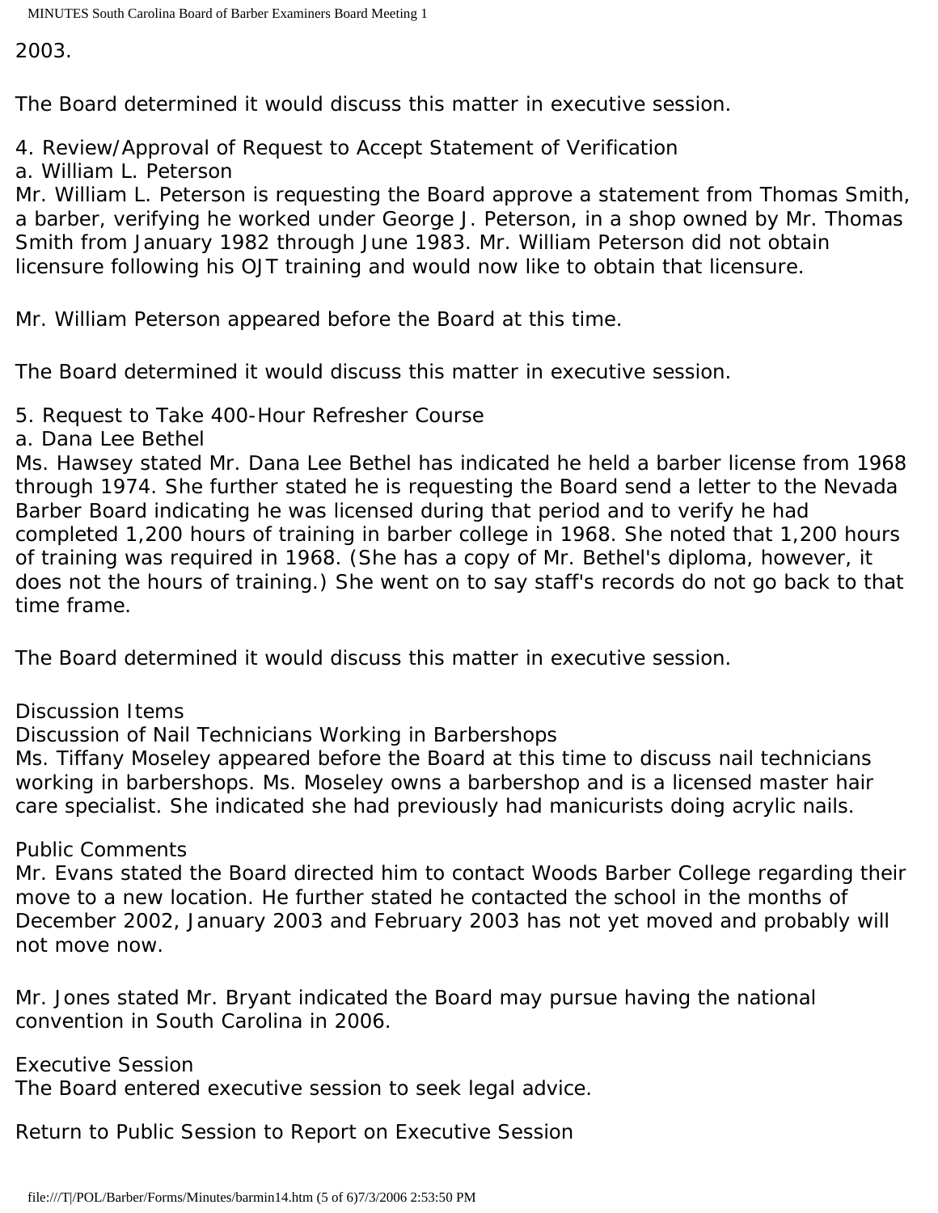2003.

The Board determined it would discuss this matter in executive session.

4. Review/Approval of Request to Accept Statement of Verification
a. William L. Peterson
Mr. William L. Peterson is requesting the Board approve a statement from Thomas Smith, a barber, verifying he worked under George J. Peterson, in a shop owned by Mr. Thomas Smith from January 1982 through June 1983. Mr. William Peterson did not obtain licensure following his OJT training and would now like to obtain that licensure.

Mr. William Peterson appeared before the Board at this time.

The Board determined it would discuss this matter in executive session.

5. Request to Take 400-Hour Refresher Course
a. Dana Lee Bethel
Ms. Hawsey stated Mr. Dana Lee Bethel has indicated he held a barber license from 1968 through 1974. She further stated he is requesting the Board send a letter to the Nevada Barber Board indicating he was licensed during that period and to verify he had completed 1,200 hours of training in barber college in 1968. She noted that 1,200 hours of training was required in 1968. (She has a copy of Mr. Bethel's diploma, however, it does not the hours of training.) She went on to say staff's records do not go back to that time frame.

The Board determined it would discuss this matter in executive session.

Discussion Items
Discussion of Nail Technicians Working in Barbershops
Ms. Tiffany Moseley appeared before the Board at this time to discuss nail technicians working in barbershops. Ms. Moseley owns a barbershop and is a licensed master hair care specialist. She indicated she had previously had manicurists doing acrylic nails.

Public Comments
Mr. Evans stated the Board directed him to contact Woods Barber College regarding their move to a new location. He further stated he contacted the school in the months of December 2002, January 2003 and February 2003 has not yet moved and probably will not move now.

Mr. Jones stated Mr. Bryant indicated the Board may pursue having the national convention in South Carolina in 2006.

Executive Session
The Board entered executive session to seek legal advice.

Return to Public Session to Report on Executive Session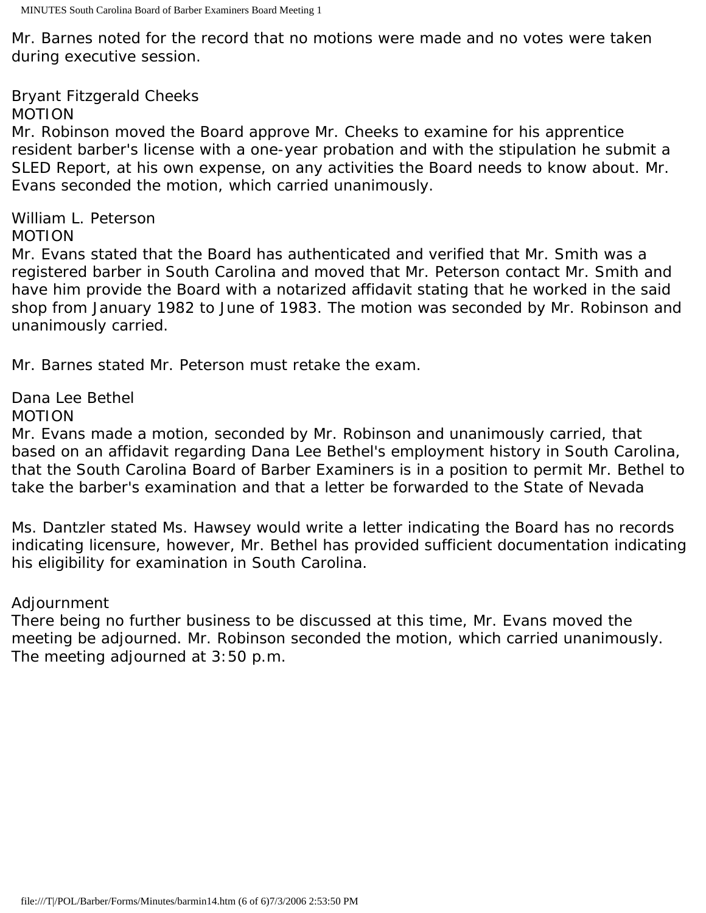Mr. Barnes noted for the record that no motions were made and no votes were taken during executive session.

Bryant Fitzgerald Cheeks
MOTION
Mr. Robinson moved the Board approve Mr. Cheeks to examine for his apprentice resident barber's license with a one-year probation and with the stipulation he submit a SLED Report, at his own expense, on any activities the Board needs to know about. Mr. Evans seconded the motion, which carried unanimously.

William L. Peterson
MOTION
Mr. Evans stated that the Board has authenticated and verified that Mr. Smith was a registered barber in South Carolina and moved that Mr. Peterson contact Mr. Smith and have him provide the Board with a notarized affidavit stating that he worked in the said shop from January 1982 to June of 1983. The motion was seconded by Mr. Robinson and unanimously carried.

Mr. Barnes stated Mr. Peterson must retake the exam.

Dana Lee Bethel
MOTION
Mr. Evans made a motion, seconded by Mr. Robinson and unanimously carried, that based on an affidavit regarding Dana Lee Bethel's employment history in South Carolina, that the South Carolina Board of Barber Examiners is in a position to permit Mr. Bethel to take the barber's examination and that a letter be forwarded to the State of Nevada

Ms. Dantzler stated Ms. Hawsey would write a letter indicating the Board has no records indicating licensure, however, Mr. Bethel has provided sufficient documentation indicating his eligibility for examination in South Carolina.

Adjournment
There being no further business to be discussed at this time, Mr. Evans moved the meeting be adjourned. Mr. Robinson seconded the motion, which carried unanimously. The meeting adjourned at 3:50 p.m.